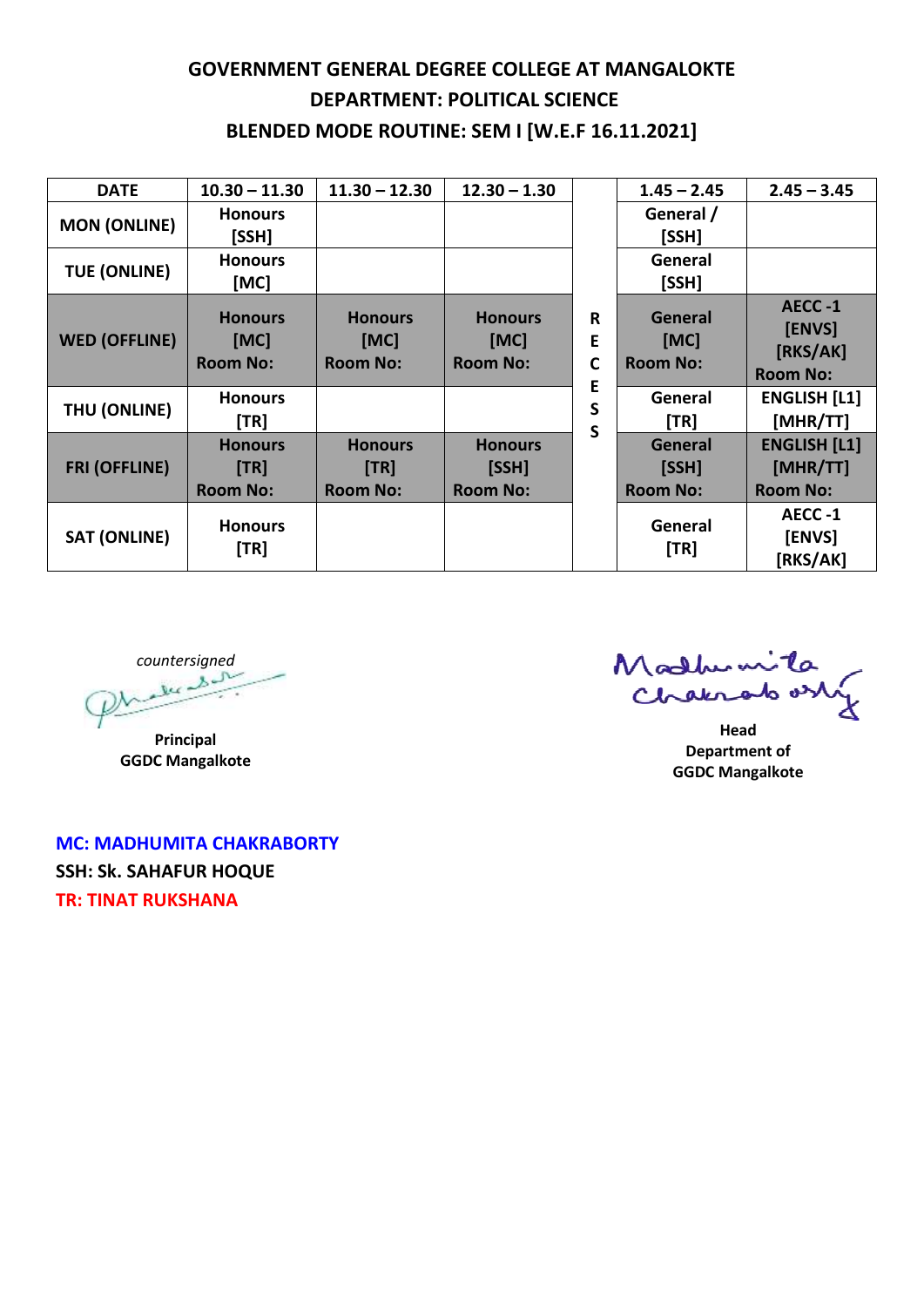# GOVERNMENT GENERAL DEGREE COLLEGE AT MANGALOKTE

## DEPARTMENT: POLITICAL SCIENCE

## BLENDED MODE ROUTINE: SEM I [W.E.F 16.11.2021]

| DATE | 10.30 – 11.30 | 11.30 – 12.30 | 12.30 – 1.30 | | 1.45 – 2.45 | 2.45 – 3.45 |
|---|---|---|---|---|---|---|
| MON (ONLINE) | Honours [SSH] | | | R | General / [SSH] | |
| TUE (ONLINE) | Honours [MC] | | | E | General [SSH] | |
| WED (OFFLINE) | Honours [MC] Room No: | Honours [MC] Room No: | Honours [MC] Room No: | C | General [MC] Room No: | AECC -1 [ENVS] [RKS/AK] Room No: |
| THU (ONLINE) | Honours [TR] | | | E | General [TR] | ENGLISH [L1] [MHR/TT] |
| FRI (OFFLINE) | Honours [TR] Room No: | Honours [TR] Room No: | Honours [SSH] Room No: | S | General [SSH] Room No: | ENGLISH [L1] [MHR/TT] Room No: |
| SAT (ONLINE) | Honours [TR] | | | S | General [TR] | AECC -1 [ENVS] [RKS/AK] |

*countersigned*

**Principal**
**GGDC Mangalkote**

Madhumita Chakraborty

**Head**
**Department of**
**GGDC Mangalkote**

**MC: MADHUMITA CHAKRABORTY**

**SSH: Sk. SAHAFUR HOQUE**

**TR: TINAT RUKSHANA**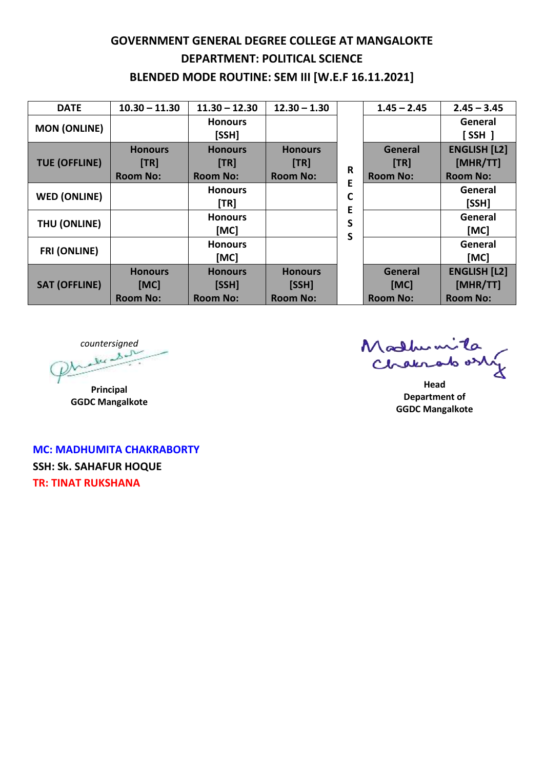# GOVERNMENT GENERAL DEGREE COLLEGE AT MANGALOKTE
## DEPARTMENT: POLITICAL SCIENCE
## BLENDED MODE ROUTINE: SEM III [W.E.F 16.11.2021]

| DATE | 10.30 – 11.30 | 11.30 – 12.30 | 12.30 – 1.30 | | 1.45 – 2.45 | 2.45 – 3.45 |
|---|---|---|---|---|---|---|
| MON (ONLINE) | | Honours [SSH] | | R | | General [ SSH ] |
| TUE (OFFLINE) | Honours [TR] Room No: | Honours [TR] Room No: | Honours [TR] Room No: | E | General [TR] Room No: | ENGLISH [L2] [MHR/TT] Room No: |
| WED (ONLINE) | | Honours [TR] | | C | | General [SSH] |
| THU (ONLINE) | | Honours [MC] | | E | | General [MC] |
| FRI (ONLINE) | | Honours [MC] | | S | | General [MC] |
| SAT (OFFLINE) | Honours [MC] Room No: | Honours [SSH] Room No: | Honours [SSH] Room No: | S | General [MC] Room No: | ENGLISH [L2] [MHR/TT] Room No: |

*countersigned*

**Principal**
**GGDC Mangalkote**

Madhumita Chakraborty

**Head**
**Department of**
**GGDC Mangalkote**

**MC: MADHUMITA CHAKRABORTY**
**SSH: Sk. SAHAFUR HOQUE**
**TR: TINAT RUKSHANA**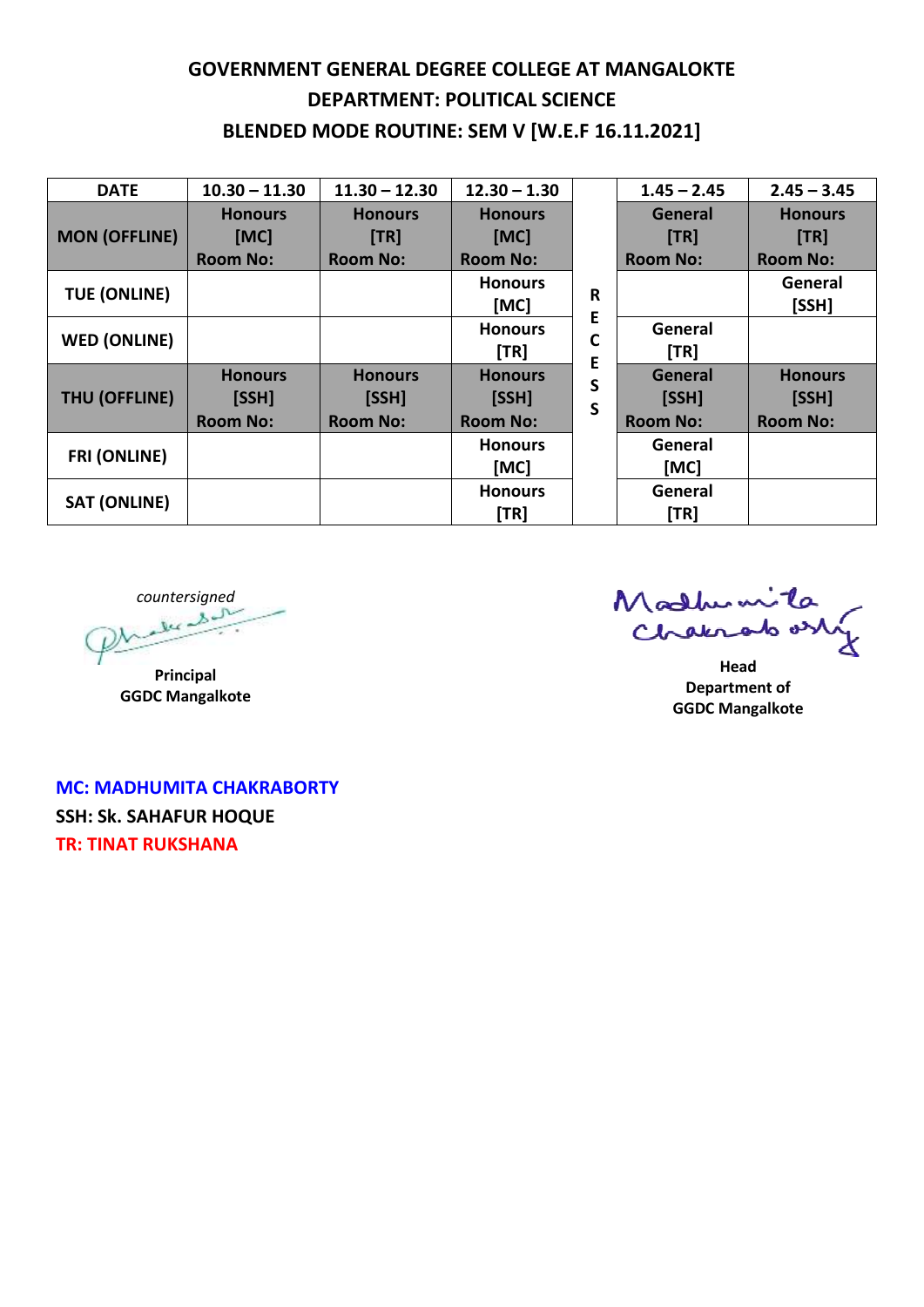# GOVERNMENT GENERAL DEGREE COLLEGE AT MANGALOKTE
## DEPARTMENT: POLITICAL SCIENCE
## BLENDED MODE ROUTINE: SEM V [W.E.F 16.11.2021]

| DATE | 10.30 – 11.30 | 11.30 – 12.30 | 12.30 – 1.30 | | 1.45 – 2.45 | 2.45 – 3.45 |
|---|---|---|---|---|---|---|
| MON (OFFLINE) | Honours [MC] Room No: | Honours [TR] Room No: | Honours [MC] Room No: | RECESS | General [TR] Room No: | Honours [TR] Room No: |
| TUE (ONLINE) | | | Honours [MC] | | | General [SSH] |
| WED (ONLINE) | | | Honours [TR] | | General [TR] | |
| THU (OFFLINE) | Honours [SSH] Room No: | Honours [SSH] Room No: | Honours [SSH] Room No: | | General [SSH] Room No: | Honours [SSH] Room No: |
| FRI (ONLINE) | | | Honours [MC] | | General [MC] | |
| SAT (ONLINE) | | | Honours [TR] | | General [TR] | |

*countersigned*

**Principal**
**GGDC Mangalkote**

Madhumita Chakraborty

**Head**
**Department of**
**GGDC Mangalkote**

**MC: MADHUMITA CHAKRABORTY**
**SSH: Sk. SAHAFUR HOQUE**
**TR: TINAT RUKSHANA**